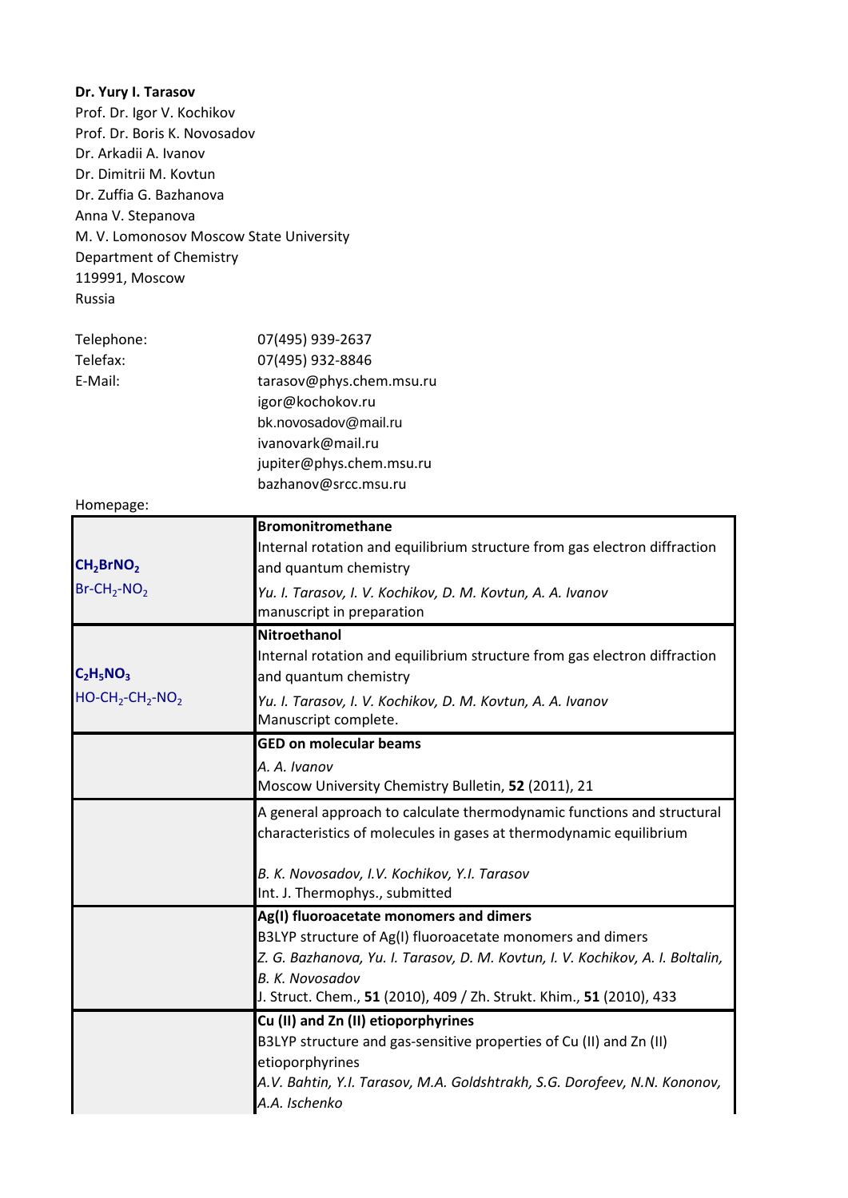**Dr. Yury I. Tarasov**
Prof. Dr. Igor V. Kochikov
Prof. Dr. Boris K. Novosadov
Dr. Arkadii A. Ivanov
Dr. Dimitrii M. Kovtun
Dr. Zuffia G. Bazhanova
Anna V. Stepanova
M. V. Lomonosov Moscow State University
Department of Chemistry
119991, Moscow
Russia

| | |
|---|---|
| Telephone: | 07(495) 939-2637 |
| Telefax: | 07(495) 932-8846 |
| E-Mail: | tarasov@phys.chem.msu.ru |
| | igor@kochokov.ru |
| | bk.novosadov@mail.ru |
| | ivanovark@mail.ru |
| | jupiter@phys.chem.msu.ru |
| | bazhanov@srcc.msu.ru |
| Homepage: | |

| | |
|---|---|
| **$CH_2BrNO_2$**<br>$Br\text{-}CH_2\text{-}NO_2$ | **Bromonitromethane**<br>Internal rotation and equilibrium structure from gas electron diffraction and quantum chemistry<br>*Yu. I. Tarasov, I. V. Kochikov, D. M. Kovtun, A. A. Ivanov*<br>manuscript in preparation |
| **$C_2H_5NO_3$**<br>$HO\text{-}CH_2\text{-}CH_2\text{-}NO_2$ | **Nitroethanol**<br>Internal rotation and equilibrium structure from gas electron diffraction and quantum chemistry<br>*Yu. I. Tarasov, I. V. Kochikov, D. M. Kovtun, A. A. Ivanov*<br>Manuscript complete. |
| | **GED on molecular beams**<br>*A. A. Ivanov*<br>Moscow University Chemistry Bulletin, **52** (2011), 21 |
| | A general approach to calculate thermodynamic functions and structural characteristics of molecules in gases at thermodynamic equilibrium<br>*B. K. Novosadov, I.V. Kochikov, Y.I. Tarasov*<br>Int. J. Thermophys., submitted |
| | **Ag(I) fluoroacetate monomers and dimers**<br>B3LYP structure of Ag(I) fluoroacetate monomers and dimers<br>*Z. G. Bazhanova, Yu. I. Tarasov, D. M. Kovtun, I. V. Kochikov, A. I. Boltalin, B. K. Novosadov*<br>J. Struct. Chem., **51** (2010), 409 / Zh. Strukt. Khim., **51** (2010), 433 |
| | **Cu (II) and Zn (II) etioporphyrines**<br>B3LYP structure and gas-sensitive properties of Cu (II) and Zn (II) etioporphyrines<br>*A.V. Bahtin, Y.I. Tarasov, M.A. Goldshtrakh, S.G. Dorofeev, N.N. Kononov, A.A. Ischenko* |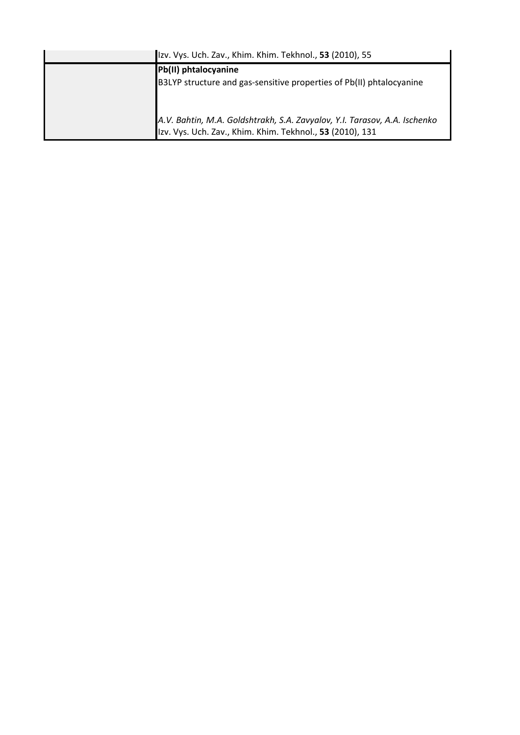| | |
|---|---|
| | Izv. Vys. Uch. Zav., Khim. Khim. Tekhnol., **53** (2010), 55 |
| | **Pb(II) phtalocyanine**<br>B3LYP structure and gas-sensitive properties of Pb(II) phtalocyanine<br><br>*A.V. Bahtin, M.A. Goldshtrakh, S.A. Zavyalov, Y.I. Tarasov, A.A. Ischenko*<br>Izv. Vys. Uch. Zav., Khim. Khim. Tekhnol., **53** (2010), 131 |